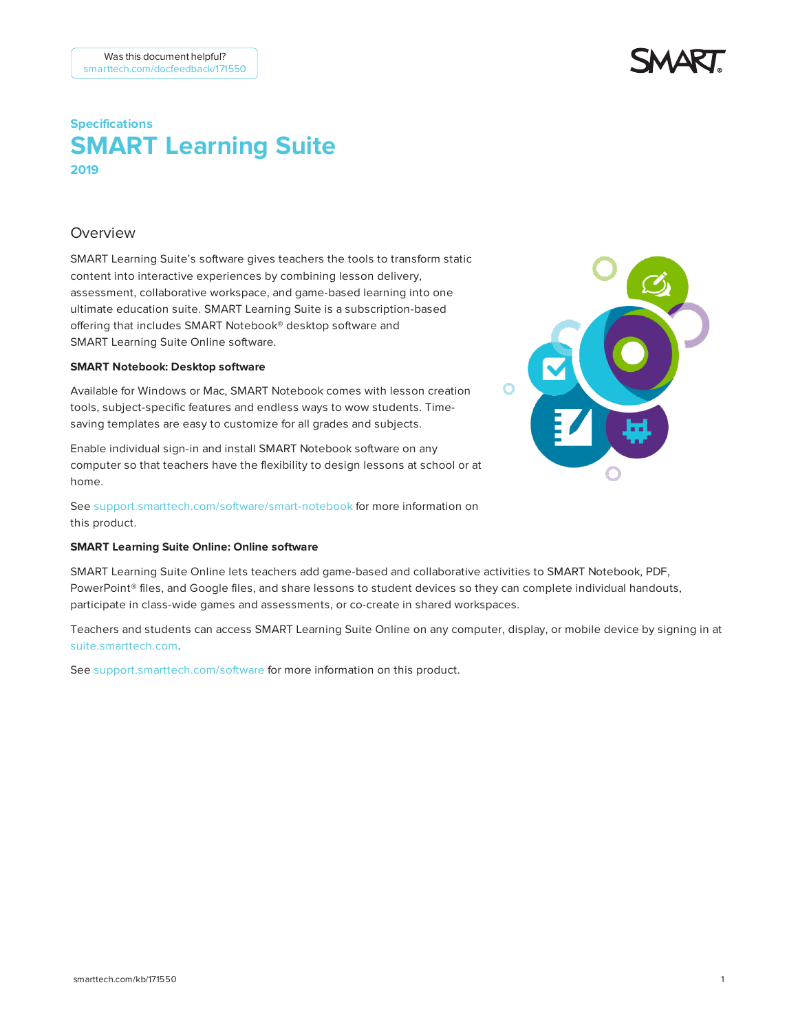Was this document helpful?
smarttech.com/docfeedback/171550

Specifications

# SMART Learning Suite

2019

## Overview

SMART Learning Suite's software gives teachers the tools to transform static content into interactive experiences by combining lesson delivery, assessment, collaborative workspace, and game-based learning into one ultimate education suite. SMART Learning Suite is a subscription-based offering that includes SMART Notebook® desktop software and SMART Learning Suite Online software.

**SMART Notebook: Desktop software**

Available for Windows or Mac, SMART Notebook comes with lesson creation tools, subject-specific features and endless ways to wow students. Time-saving templates are easy to customize for all grades and subjects.

Enable individual sign-in and install SMART Notebook software on any computer so that teachers have the flexibility to design lessons at school or at home.

See support.smarttech.com/software/smart-notebook for more information on this product.

**SMART Learning Suite Online: Online software**

SMART Learning Suite Online lets teachers add game-based and collaborative activities to SMART Notebook, PDF, PowerPoint® files, and Google files, and share lessons to student devices so they can complete individual handouts, participate in class-wide games and assessments, or co-create in shared workspaces.

Teachers and students can access SMART Learning Suite Online on any computer, display, or mobile device by signing in at suite.smarttech.com.

See support.smarttech.com/software for more information on this product.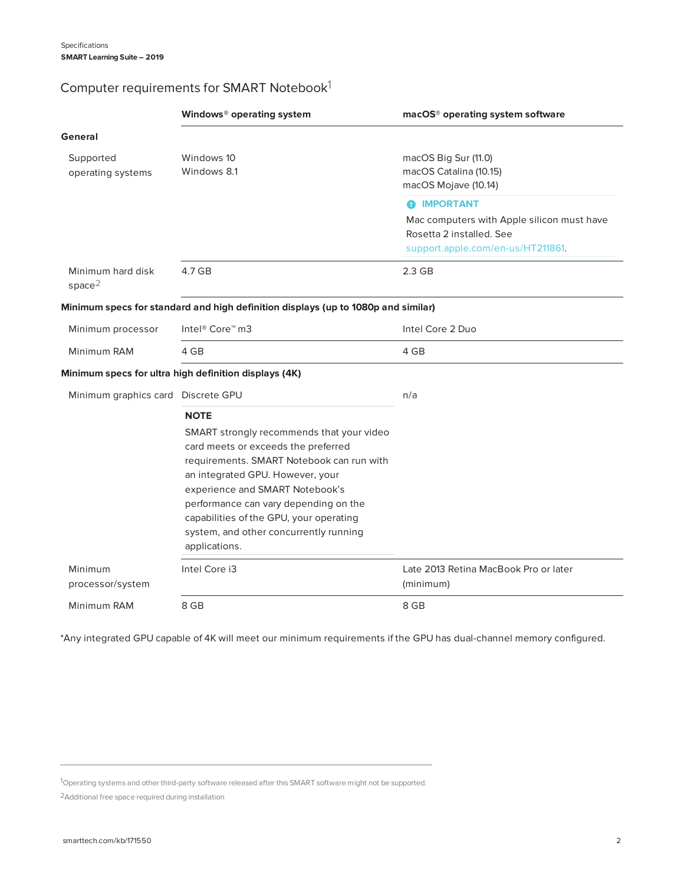## Computer requirements for SMART Notebook[1]

| | Windows® operating system | macOS® operating system software |
|---|---|---|
| **General** | | |
| Supported operating systems | Windows 10<br>Windows 8.1 | macOS Big Sur (11.0)<br>macOS Catalina (10.15)<br>macOS Mojave (10.14)<br><br>**IMPORTANT**<br>Mac computers with Apple silicon must have Rosetta 2 installed. See support.apple.com/en-us/HT211861. |
| Minimum hard disk space[2] | 4.7 GB | 2.3 GB |
| **Minimum specs for standard and high definition displays (up to 1080p and similar)** | | |
| Minimum processor | Intel® Core™ m3 | Intel Core 2 Duo |
| Minimum RAM | 4 GB | 4 GB |
| **Minimum specs for ultra high definition displays (4K)** | | |
| Minimum graphics card | Discrete GPU<br><br>**NOTE**<br>SMART strongly recommends that your video card meets or exceeds the preferred requirements. SMART Notebook can run with an integrated GPU. However, your experience and SMART Notebook's performance can vary depending on the capabilities of the GPU, your operating system, and other concurrently running applications. | n/a |
| Minimum processor/system | Intel Core i3 | Late 2013 Retina MacBook Pro or later (minimum) |
| Minimum RAM | 8 GB | 8 GB |

*Any integrated GPU capable of 4K will meet our minimum requirements if the GPU has dual-channel memory configured.

[1] Operating systems and other third-party software released after this SMART software might not be supported.

[2] Additional free space required during installation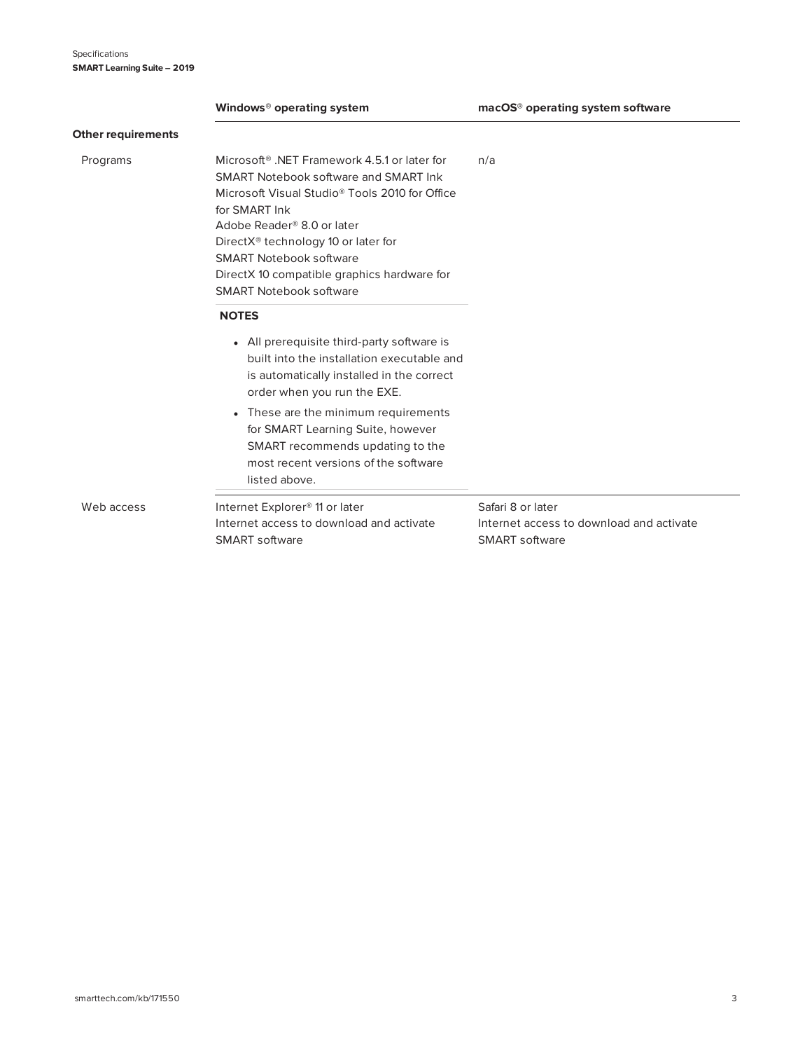| | Windows® operating system | macOS® operating system software |
|---|---|---|
| **Other requirements** | | |
| Programs | Microsoft® .NET Framework 4.5.1 or later for SMART Notebook software and SMART Ink<br>Microsoft Visual Studio® Tools 2010 for Office for SMART Ink<br>Adobe Reader® 8.0 or later<br>DirectX® technology 10 or later for SMART Notebook software<br>DirectX 10 compatible graphics hardware for SMART Notebook software<br><br>**NOTES**<br>• All prerequisite third-party software is built into the installation executable and is automatically installed in the correct order when you run the EXE.<br>• These are the minimum requirements for SMART Learning Suite, however SMART recommends updating to the most recent versions of the software listed above. | n/a |
| Web access | Internet Explorer® 11 or later<br>Internet access to download and activate SMART software | Safari 8 or later<br>Internet access to download and activate SMART software |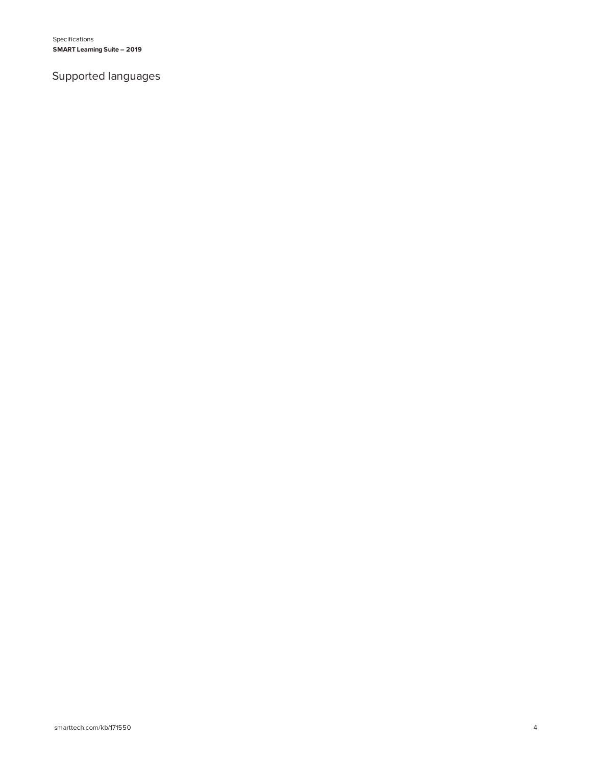## Supported languages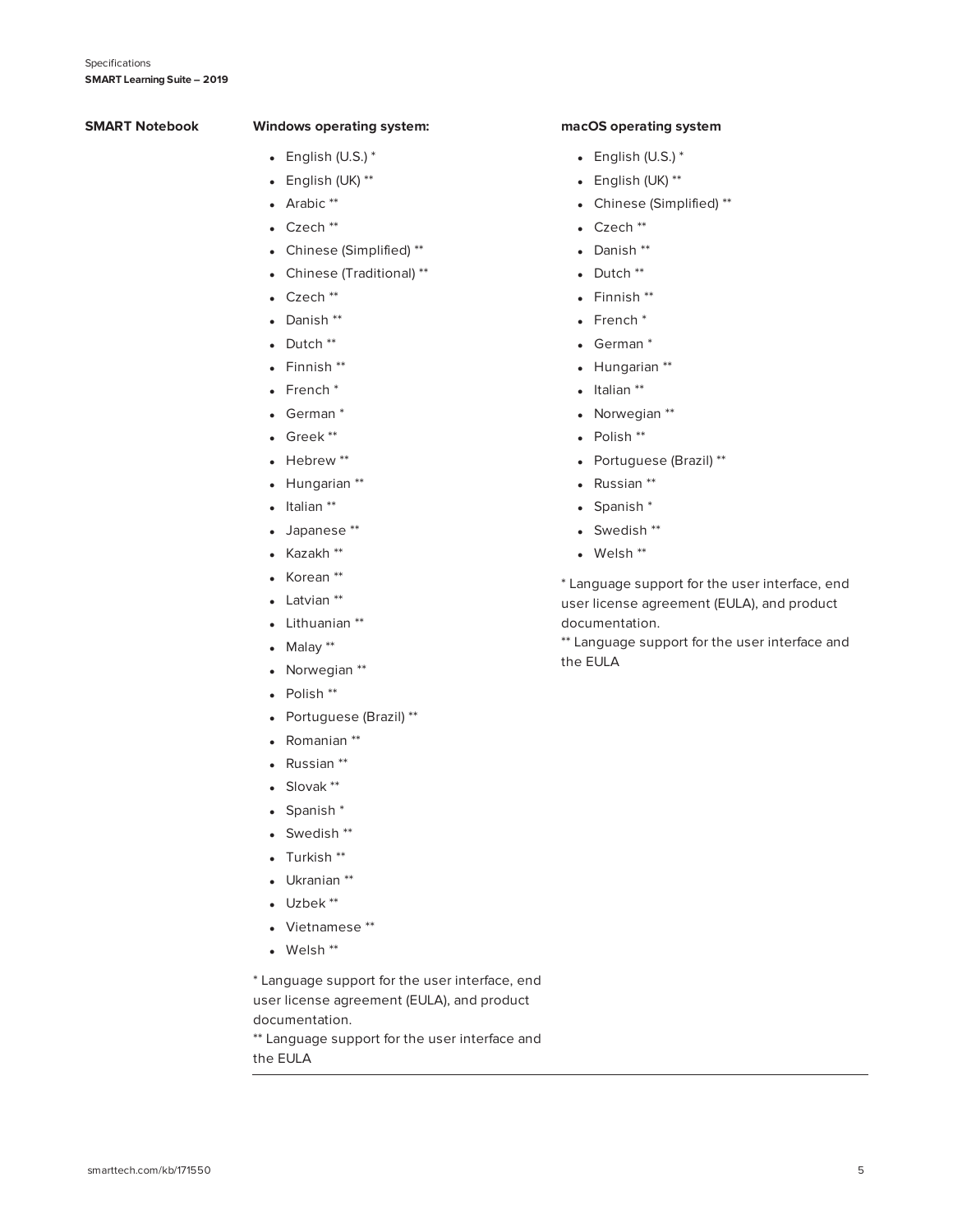**SMART Notebook**

**Windows operating system:**

- English (U.S.) *
- English (UK) **
- Arabic **
- Czech **
- Chinese (Simplified) **
- Chinese (Traditional) **
- Czech **
- Danish **
- Dutch **
- Finnish **
- French *
- German *
- Greek **
- Hebrew **
- Hungarian **
- Italian **
- Japanese **
- Kazakh **
- Korean **
- Latvian **
- Lithuanian **
- Malay **
- Norwegian **
- Polish **
- Portuguese (Brazil) **
- Romanian **
- Russian **
- Slovak **
- Spanish *
- Swedish **
- Turkish **
- Ukranian **
- Uzbek **
- Vietnamese **
- Welsh **

* Language support for the user interface, end user license agreement (EULA), and product documentation.
** Language support for the user interface and the EULA

**macOS operating system**

- English (U.S.) *
- English (UK) **
- Chinese (Simplified) **
- Czech **
- Danish **
- Dutch **
- Finnish **
- French *
- German *
- Hungarian **
- Italian **
- Norwegian **
- Polish **
- Portuguese (Brazil) **
- Russian **
- Spanish *
- Swedish **
- Welsh **

* Language support for the user interface, end user license agreement (EULA), and product documentation.
** Language support for the user interface and the EULA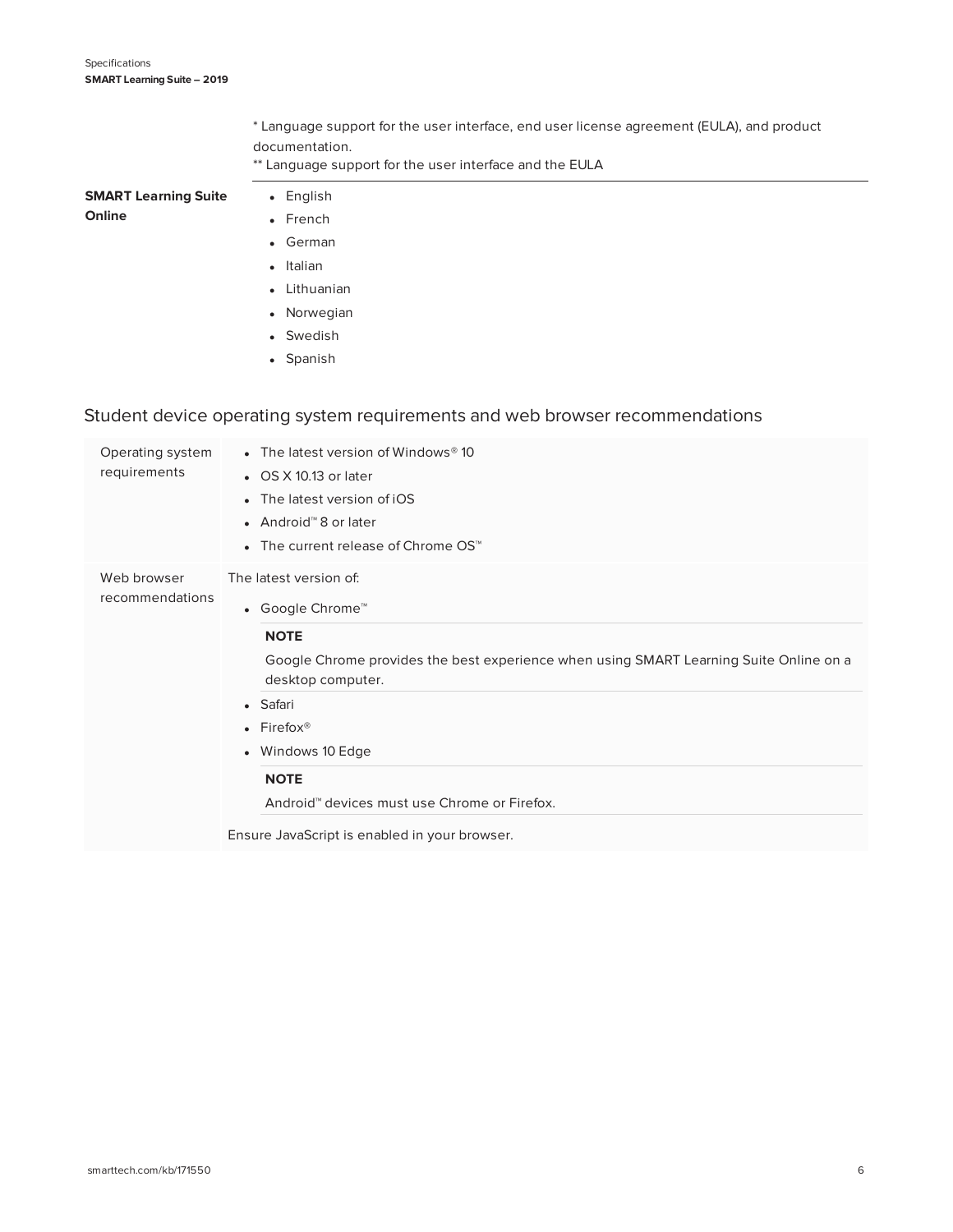\* Language support for the user interface, end user license agreement (EULA), and product documentation.
\** Language support for the user interface and the EULA

| | |
|---|---|
| **SMART Learning Suite Online** | • English<br>• French<br>• German<br>• Italian<br>• Lithuanian<br>• Norwegian<br>• Swedish<br>• Spanish |

## Student device operating system requirements and web browser recommendations

| | |
|---|---|
| Operating system requirements | • The latest version of Windows® 10<br>• OS X 10.13 or later<br>• The latest version of iOS<br>• Android™ 8 or later<br>• The current release of Chrome OS™ |
| Web browser recommendations | The latest version of:<br>• Google Chrome™<br>**NOTE**<br>Google Chrome provides the best experience when using SMART Learning Suite Online on a desktop computer.<br>• Safari<br>• Firefox®<br>• Windows 10 Edge<br>**NOTE**<br>Android™ devices must use Chrome or Firefox.<br>Ensure JavaScript is enabled in your browser. |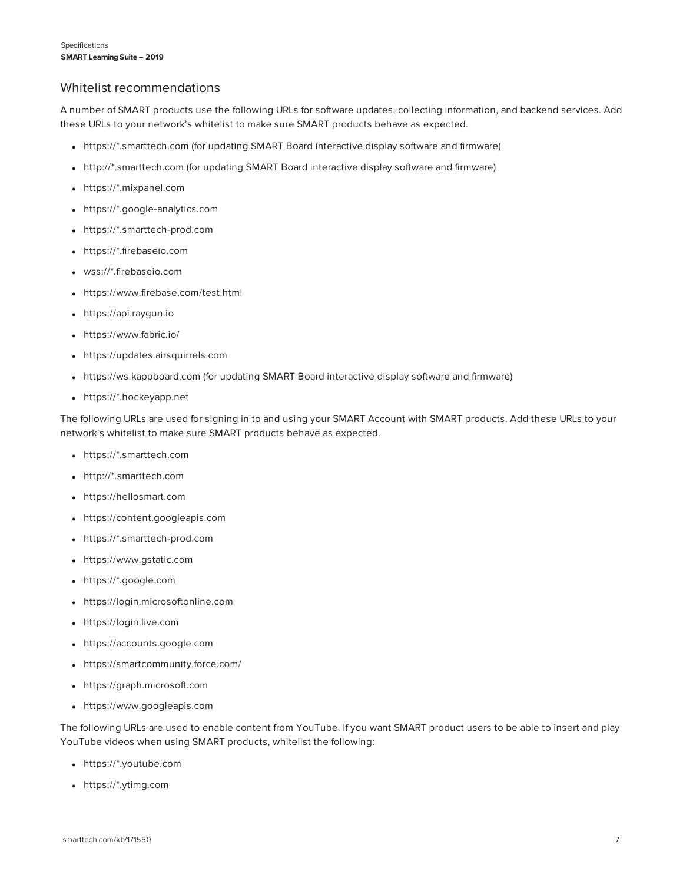## Whitelist recommendations

A number of SMART products use the following URLs for software updates, collecting information, and backend services. Add these URLs to your network's whitelist to make sure SMART products behave as expected.

- https://*.smarttech.com (for updating SMART Board interactive display software and firmware)
- http://*.smarttech.com (for updating SMART Board interactive display software and firmware)
- https://*.mixpanel.com
- https://*.google-analytics.com
- https://*.smarttech-prod.com
- https://*.firebaseio.com
- wss://*.firebaseio.com
- https://www.firebase.com/test.html
- https://api.raygun.io
- https://www.fabric.io/
- https://updates.airsquirrels.com
- https://ws.kappboard.com (for updating SMART Board interactive display software and firmware)
- https://*.hockeyapp.net

The following URLs are used for signing in to and using your SMART Account with SMART products. Add these URLs to your network's whitelist to make sure SMART products behave as expected.

- https://*.smarttech.com
- http://*.smarttech.com
- https://hellosmart.com
- https://content.googleapis.com
- https://*.smarttech-prod.com
- https://www.gstatic.com
- https://*.google.com
- https://login.microsoftonline.com
- https://login.live.com
- https://accounts.google.com
- https://smartcommunity.force.com/
- https://graph.microsoft.com
- https://www.googleapis.com

The following URLs are used to enable content from YouTube. If you want SMART product users to be able to insert and play YouTube videos when using SMART products, whitelist the following:

- https://*.youtube.com
- https://*.ytimg.com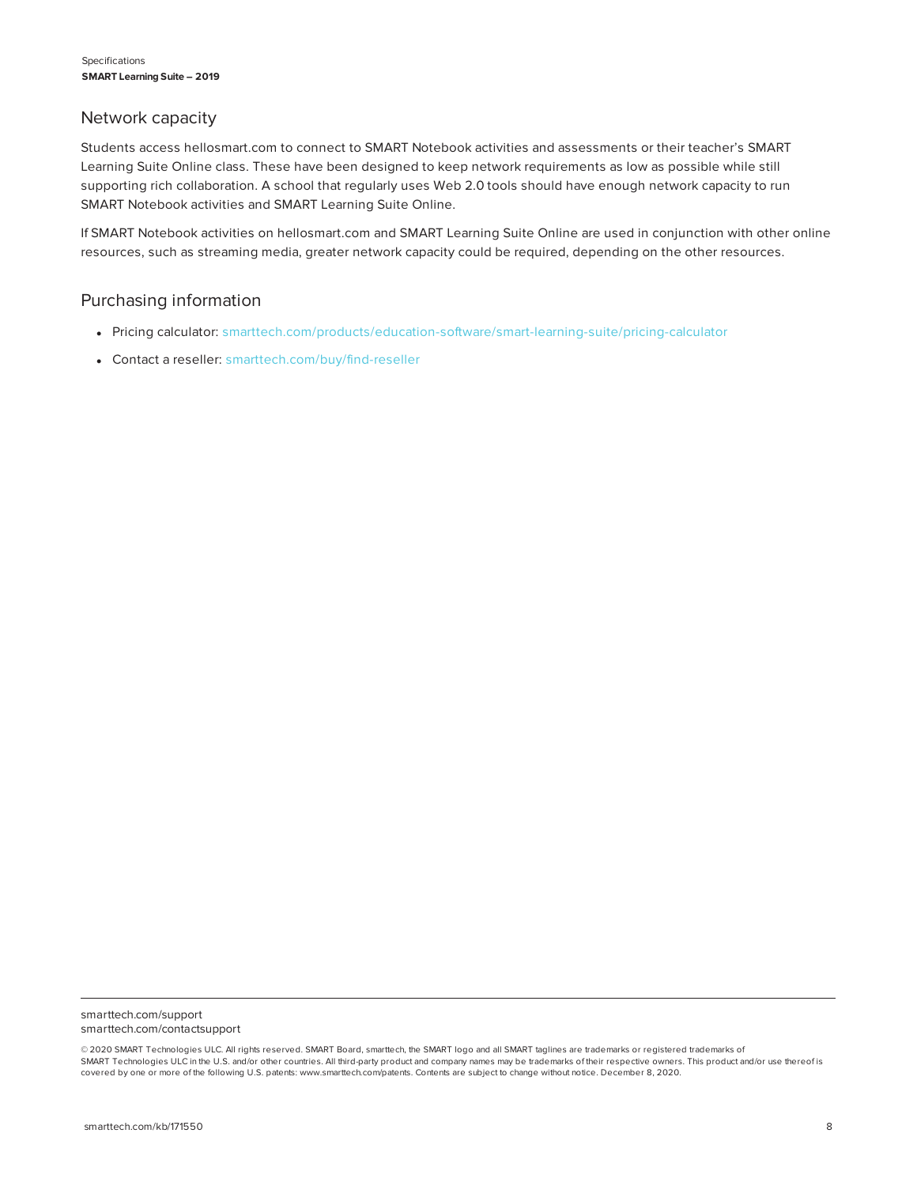## Network capacity

Students access hellosmart.com to connect to SMART Notebook activities and assessments or their teacher's SMART Learning Suite Online class. These have been designed to keep network requirements as low as possible while still supporting rich collaboration. A school that regularly uses Web 2.0 tools should have enough network capacity to run SMART Notebook activities and SMART Learning Suite Online.

If SMART Notebook activities on hellosmart.com and SMART Learning Suite Online are used in conjunction with other online resources, such as streaming media, greater network capacity could be required, depending on the other resources.

## Purchasing information

- Pricing calculator: smarttech.com/products/education-software/smart-learning-suite/pricing-calculator
- Contact a reseller: smarttech.com/buy/find-reseller

smarttech.com/support
smarttech.com/contactsupport

© 2020 SMART Technologies ULC. All rights reserved. SMART Board, smarttech, the SMART logo and all SMART taglines are trademarks or registered trademarks of SMART Technologies ULC in the U.S. and/or other countries. All third-party product and company names may be trademarks of their respective owners. This product and/or use thereof is covered by one or more of the following U.S. patents: www.smarttech.com/patents. Contents are subject to change without notice. December 8, 2020.